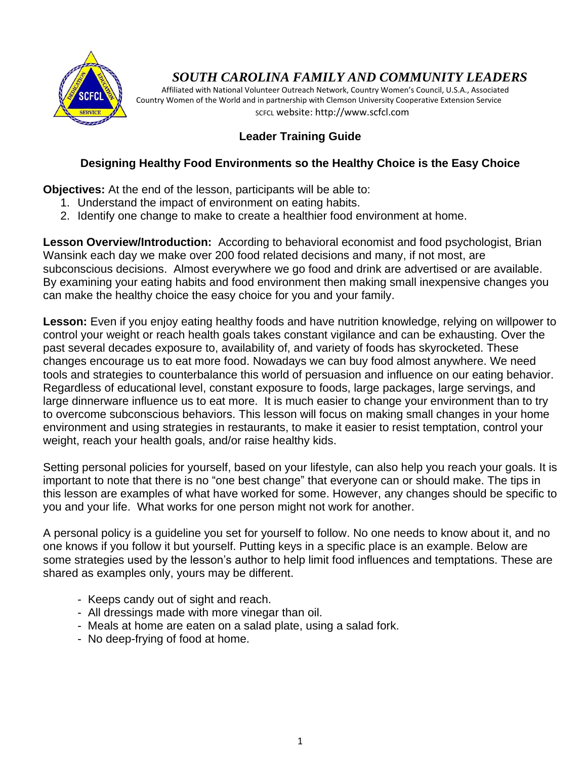# *SOUTH CAROLINA FAMILY AND COMMUNITY LEADERS*

Affiliated with National Volunteer Outreach Network, Country Women's Council, U.S.A., Associated Country Women of the World and in partnership with Clemson University Cooperative Extension Service

SCFCL website: http://www.scfcl.com

## Leader Training Guide

## Designing Healthy Food Environments so the Healthy Choice is the Easy Choice

**Objectives:** At the end of the lesson, participants will be able to:

1. Understand the impact of environment on eating habits.
2. Identify one change to make to create a healthier food environment at home.

**Lesson Overview/Introduction:** According to behavioral economist and food psychologist, Brian Wansink each day we make over 200 food related decisions and many, if not most, are subconscious decisions. Almost everywhere we go food and drink are advertised or are available. By examining your eating habits and food environment then making small inexpensive changes you can make the healthy choice the easy choice for you and your family.

**Lesson:** Even if you enjoy eating healthy foods and have nutrition knowledge, relying on willpower to control your weight or reach health goals takes constant vigilance and can be exhausting. Over the past several decades exposure to, availability of, and variety of foods has skyrocketed. These changes encourage us to eat more food. Nowadays we can buy food almost anywhere. We need tools and strategies to counterbalance this world of persuasion and influence on our eating behavior. Regardless of educational level, constant exposure to foods, large packages, large servings, and large dinnerware influence us to eat more. It is much easier to change your environment than to try to overcome subconscious behaviors. This lesson will focus on making small changes in your home environment and using strategies in restaurants, to make it easier to resist temptation, control your weight, reach your health goals, and/or raise healthy kids.

Setting personal policies for yourself, based on your lifestyle, can also help you reach your goals. It is important to note that there is no "one best change" that everyone can or should make. The tips in this lesson are examples of what have worked for some. However, any changes should be specific to you and your life. What works for one person might not work for another.

A personal policy is a guideline you set for yourself to follow. No one needs to know about it, and no one knows if you follow it but yourself. Putting keys in a specific place is an example. Below are some strategies used by the lesson's author to help limit food influences and temptations. These are shared as examples only, yours may be different.

- Keeps candy out of sight and reach.
- All dressings made with more vinegar than oil.
- Meals at home are eaten on a salad plate, using a salad fork.
- No deep-frying of food at home.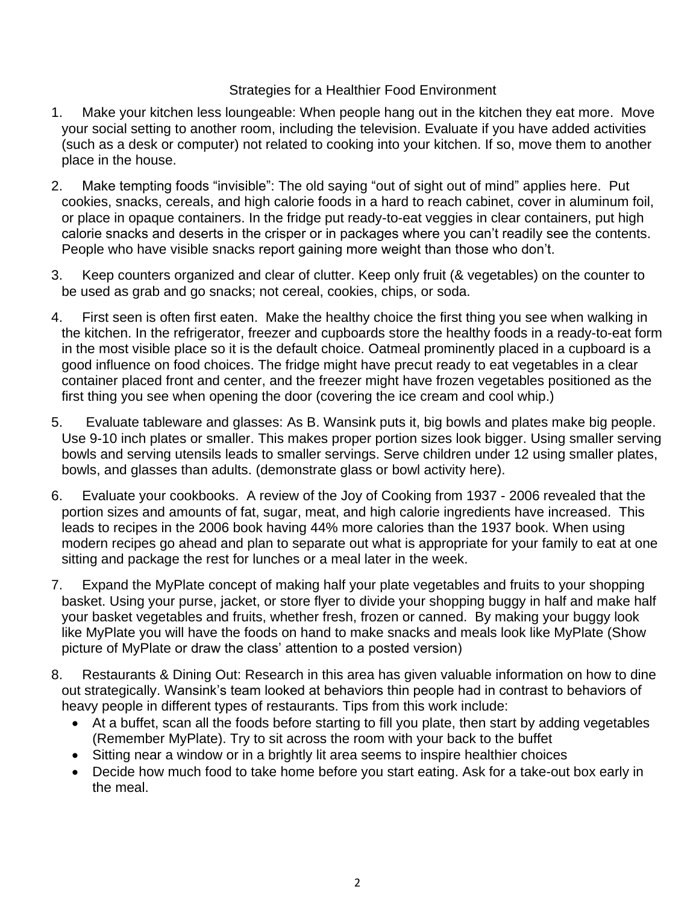## Strategies for a Healthier Food Environment

1. Make your kitchen less loungeable: When people hang out in the kitchen they eat more. Move your social setting to another room, including the television. Evaluate if you have added activities (such as a desk or computer) not related to cooking into your kitchen. If so, move them to another place in the house.

2. Make tempting foods "invisible": The old saying "out of sight out of mind" applies here. Put cookies, snacks, cereals, and high calorie foods in a hard to reach cabinet, cover in aluminum foil, or place in opaque containers. In the fridge put ready-to-eat veggies in clear containers, put high calorie snacks and deserts in the crisper or in packages where you can't readily see the contents. People who have visible snacks report gaining more weight than those who don't.

3. Keep counters organized and clear of clutter. Keep only fruit (& vegetables) on the counter to be used as grab and go snacks; not cereal, cookies, chips, or soda.

4. First seen is often first eaten. Make the healthy choice the first thing you see when walking in the kitchen. In the refrigerator, freezer and cupboards store the healthy foods in a ready-to-eat form in the most visible place so it is the default choice. Oatmeal prominently placed in a cupboard is a good influence on food choices. The fridge might have precut ready to eat vegetables in a clear container placed front and center, and the freezer might have frozen vegetables positioned as the first thing you see when opening the door (covering the ice cream and cool whip.)

5. Evaluate tableware and glasses: As B. Wansink puts it, big bowls and plates make big people. Use 9-10 inch plates or smaller. This makes proper portion sizes look bigger. Using smaller serving bowls and serving utensils leads to smaller servings. Serve children under 12 using smaller plates, bowls, and glasses than adults. (demonstrate glass or bowl activity here).

6. Evaluate your cookbooks. A review of the Joy of Cooking from 1937 - 2006 revealed that the portion sizes and amounts of fat, sugar, meat, and high calorie ingredients have increased. This leads to recipes in the 2006 book having 44% more calories than the 1937 book. When using modern recipes go ahead and plan to separate out what is appropriate for your family to eat at one sitting and package the rest for lunches or a meal later in the week.

7. Expand the MyPlate concept of making half your plate vegetables and fruits to your shopping basket. Using your purse, jacket, or store flyer to divide your shopping buggy in half and make half your basket vegetables and fruits, whether fresh, frozen or canned. By making your buggy look like MyPlate you will have the foods on hand to make snacks and meals look like MyPlate (Show picture of MyPlate or draw the class' attention to a posted version)

8. Restaurants & Dining Out: Research in this area has given valuable information on how to dine out strategically. Wansink's team looked at behaviors thin people had in contrast to behaviors of heavy people in different types of restaurants. Tips from this work include:
   - At a buffet, scan all the foods before starting to fill you plate, then start by adding vegetables (Remember MyPlate). Try to sit across the room with your back to the buffet
   - Sitting near a window or in a brightly lit area seems to inspire healthier choices
   - Decide how much food to take home before you start eating. Ask for a take-out box early in the meal.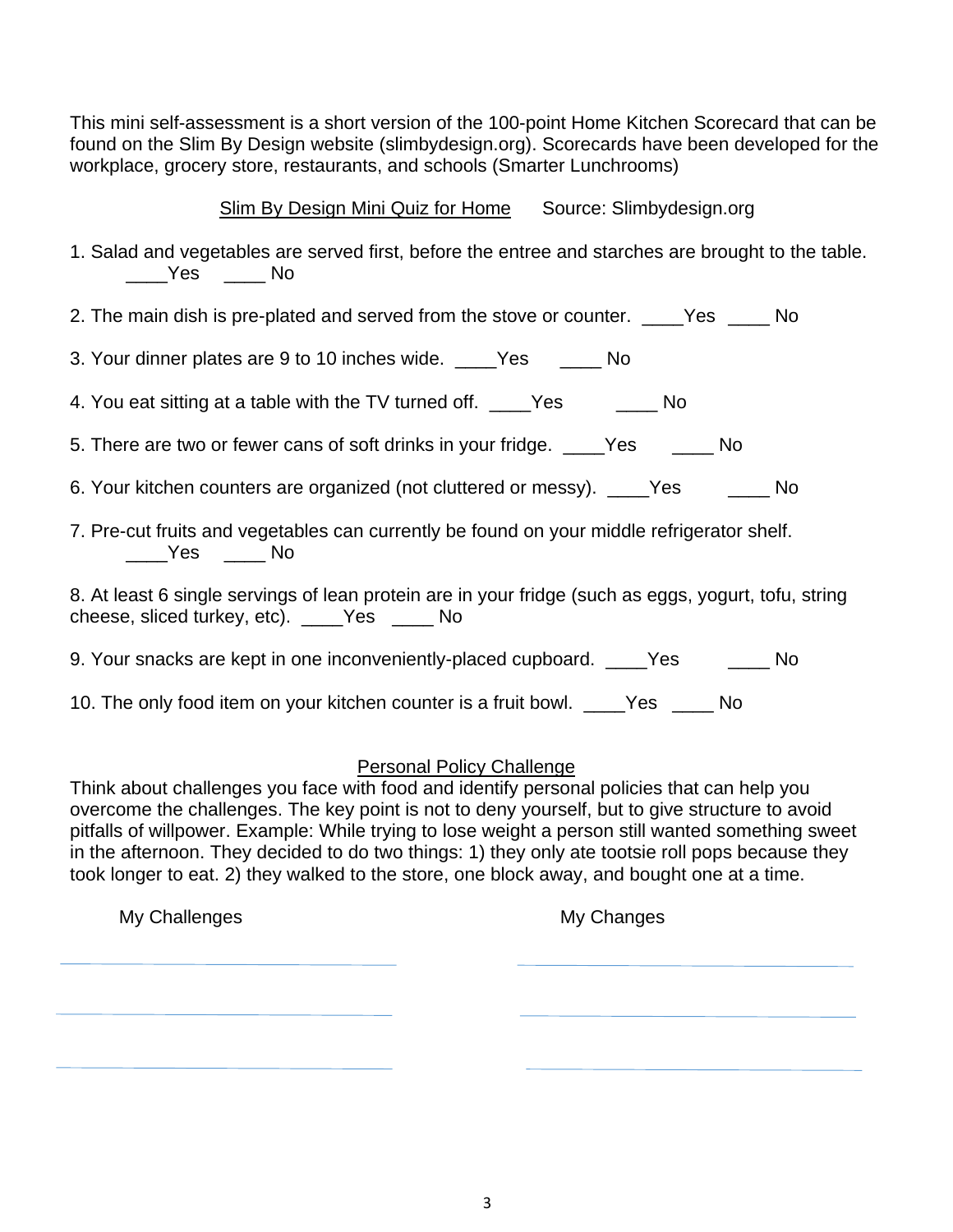This mini self-assessment is a short version of the 100-point Home Kitchen Scorecard that can be found on the Slim By Design website (slimbydesign.org). Scorecards have been developed for the workplace, grocery store, restaurants, and schools (Smarter Lunchrooms)

<u>Slim By Design Mini Quiz for Home</u>    Source: Slimbydesign.org

1. Salad and vegetables are served first, before the entree and starches are brought to the table. ____Yes ____ No
2. The main dish is pre-plated and served from the stove or counter. ____Yes ____ No
3. Your dinner plates are 9 to 10 inches wide. ____Yes ____ No
4. You eat sitting at a table with the TV turned off. ____Yes ____ No
5. There are two or fewer cans of soft drinks in your fridge. ____Yes ____ No
6. Your kitchen counters are organized (not cluttered or messy). ____Yes ____ No
7. Pre-cut fruits and vegetables can currently be found on your middle refrigerator shelf. ____Yes ____ No
8. At least 6 single servings of lean protein are in your fridge (such as eggs, yogurt, tofu, string cheese, sliced turkey, etc). ____Yes ____ No
9. Your snacks are kept in one inconveniently-placed cupboard. ____Yes ____ No
10. The only food item on your kitchen counter is a fruit bowl. ____Yes ____ No

<u>Personal Policy Challenge</u>

Think about challenges you face with food and identify personal policies that can help you overcome the challenges. The key point is not to deny yourself, but to give structure to avoid pitfalls of willpower. Example: While trying to lose weight a person still wanted something sweet in the afternoon. They decided to do two things: 1) they only ate tootsie roll pops because they took longer to eat. 2) they walked to the store, one block away, and bought one at a time.

| My Challenges | My Changes |
| --- | --- |
| ____________________ | ____________________ |
| ____________________ | ____________________ |
| ____________________ | ____________________ |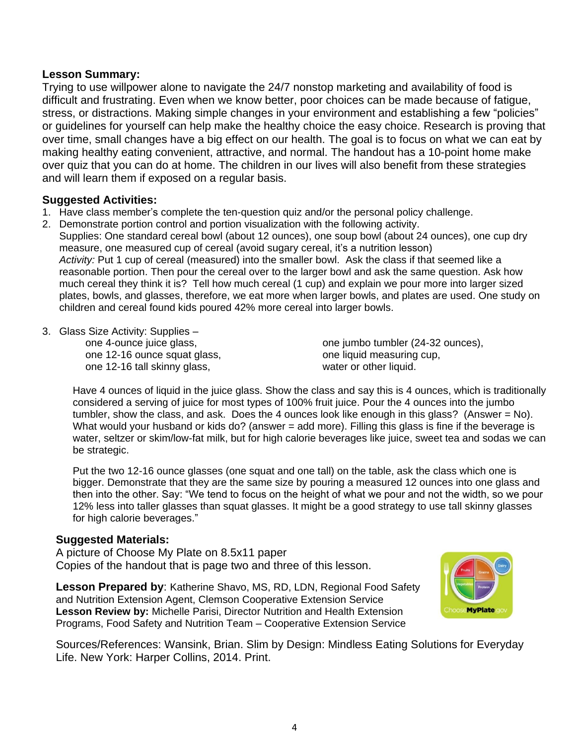**Lesson Summary:**

Trying to use willpower alone to navigate the 24/7 nonstop marketing and availability of food is difficult and frustrating. Even when we know better, poor choices can be made because of fatigue, stress, or distractions. Making simple changes in your environment and establishing a few "policies" or guidelines for yourself can help make the healthy choice the easy choice. Research is proving that over time, small changes have a big effect on our health. The goal is to focus on what we can eat by making healthy eating convenient, attractive, and normal. The handout has a 10-point home make over quiz that you can do at home. The children in our lives will also benefit from these strategies and will learn them if exposed on a regular basis.

**Suggested Activities:**

1. Have class member's complete the ten-question quiz and/or the personal policy challenge.
2. Demonstrate portion control and portion visualization with the following activity.
   Supplies: One standard cereal bowl (about 12 ounces), one soup bowl (about 24 ounces), one cup dry measure, one measured cup of cereal (avoid sugary cereal, it's a nutrition lesson)
   *Activity:* Put 1 cup of cereal (measured) into the smaller bowl. Ask the class if that seemed like a reasonable portion. Then pour the cereal over to the larger bowl and ask the same question. Ask how much cereal they think it is? Tell how much cereal (1 cup) and explain we pour more into larger sized plates, bowls, and glasses, therefore, we eat more when larger bowls, and plates are used. One study on children and cereal found kids poured 42% more cereal into larger bowls.
3. Glass Size Activity: Supplies –
   - one 4-ounce juice glass,
   - one 12-16 ounce squat glass,
   - one 12-16 tall skinny glass,
   - one jumbo tumbler (24-32 ounces),
   - one liquid measuring cup,
   - water or other liquid.

   Have 4 ounces of liquid in the juice glass. Show the class and say this is 4 ounces, which is traditionally considered a serving of juice for most types of 100% fruit juice. Pour the 4 ounces into the jumbo tumbler, show the class, and ask. Does the 4 ounces look like enough in this glass? (Answer = No). What would your husband or kids do? (answer = add more). Filling this glass is fine if the beverage is water, seltzer or skim/low-fat milk, but for high calorie beverages like juice, sweet tea and sodas we can be strategic.

   Put the two 12-16 ounce glasses (one squat and one tall) on the table, ask the class which one is bigger. Demonstrate that they are the same size by pouring a measured 12 ounces into one glass and then into the other. Say: "We tend to focus on the height of what we pour and not the width, so we pour 12% less into taller glasses than squat glasses. It might be a good strategy to use tall skinny glasses for high calorie beverages."

**Suggested Materials:**

A picture of Choose My Plate on 8.5x11 paper
Copies of the handout that is page two and three of this lesson.

**Lesson Prepared by**: Katherine Shavo, MS, RD, LDN, Regional Food Safety and Nutrition Extension Agent, Clemson Cooperative Extension Service
**Lesson Review by:** Michelle Parisi, Director Nutrition and Health Extension Programs, Food Safety and Nutrition Team – Cooperative Extension Service

Sources/References: Wansink, Brian. Slim by Design: Mindless Eating Solutions for Everyday Life. New York: Harper Collins, 2014. Print.